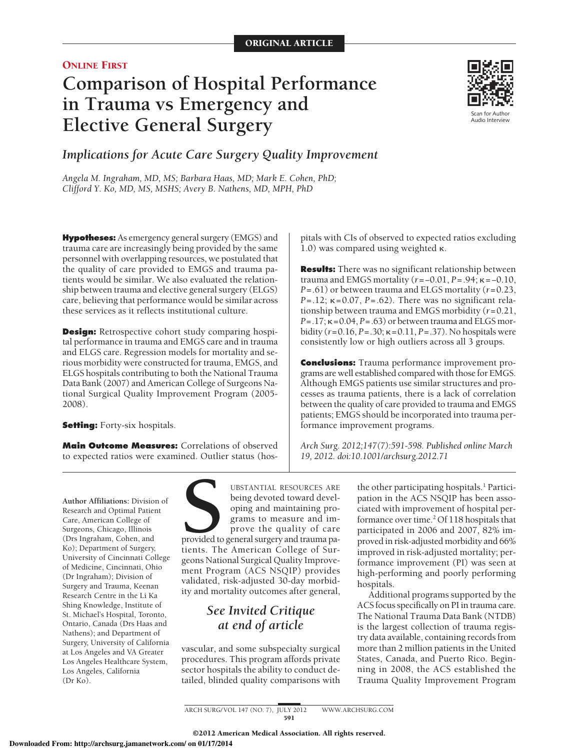ORIGINAL ARTICLE

ONLINE FIRST

# Comparison of Hospital Performance in Trauma vs Emergency and Elective General Surgery

## *Implications for Acute Care Surgery Quality Improvement*

*Angela M. Ingraham, MD, MS; Barbara Haas, MD; Mark E. Cohen, PhD; Clifford Y. Ko, MD, MS, MSHS; Avery B. Nathens, MD, MPH, PhD*

Scan for Author Audio Interview

**Hypotheses:** As emergency general surgery (EMGS) and trauma care are increasingly being provided by the same personnel with overlapping resources, we postulated that the quality of care provided to EMGS and trauma patients would be similar. We also evaluated the relationship between trauma and elective general surgery (ELGS) care, believing that performance would be similar across these services as it reflects institutional culture.

**Design:** Retrospective cohort study comparing hospital performance in trauma and EMGS care and in trauma and ELGS care. Regression models for mortality and serious morbidity were constructed for trauma, EMGS, and ELGS hospitals contributing to both the National Trauma Data Bank (2007) and American College of Surgeons National Surgical Quality Improvement Program (2005-2008).

**Setting:** Forty-six hospitals.

**Main Outcome Measures:** Correlations of observed to expected ratios were examined. Outlier status (hospitals with CIs of observed to expected ratios excluding 1.0) was compared using weighted κ.

**Results:** There was no significant relationship between trauma and EMGS mortality ($r = -0.01$, $P = .94$; $\kappa = -0.10$, $P = .61$) or between trauma and ELGS mortality ($r = 0.23$, $P = .12$; $\kappa = 0.07$, $P = .62$). There was no significant relationship between trauma and EMGS morbidity ($r = 0.21$, $P = .17$; $\kappa = 0.04$, $P = .63$) or between trauma and ELGS morbidity ($r = 0.16$, $P = .30$; $\kappa = 0.11$, $P = .37$). No hospitals were consistently low or high outliers across all 3 groups.

**Conclusions:** Trauma performance improvement programs are well established compared with those for EMGS. Although EMGS patients use similar structures and processes as trauma patients, there is a lack of correlation between the quality of care provided to trauma and EMGS patients; EMGS should be incorporated into trauma performance improvement programs.

*Arch Surg. 2012;147(7):591-598. Published online March 19, 2012. doi:10.1001/archsurg.2012.71*

**Author Affiliations:** Division of Research and Optimal Patient Care, American College of Surgeons, Chicago, Illinois (Drs Ingraham, Cohen, and Ko); Department of Surgery, University of Cincinnati College of Medicine, Cincinnati, Ohio (Dr Ingraham); Division of Surgery and Trauma, Keenan Research Centre in the Li Ka Shing Knowledge, Institute of St. Michael's Hospital, Toronto, Ontario, Canada (Drs Haas and Nathens); and Department of Surgery, University of California at Los Angeles and VA Greater Los Angeles Healthcare System, Los Angeles, California (Dr Ko).

SUBSTANTIAL RESOURCES ARE being devoted toward developing and maintaining programs to measure and improve the quality of care provided to general surgery and trauma patients. The American College of Surgeons National Surgical Quality Improvement Program (ACS NSQIP) provides validated, risk-adjusted 30-day morbidity and mortality outcomes after general, vascular, and some subspecialty surgical procedures. This program affords private sector hospitals the ability to conduct detailed, blinded quality comparisons with the other participating hospitals.[1] Participation in the ACS NSQIP has been associated with improvement of hospital performance over time.[2] Of 118 hospitals that participated in 2006 and 2007, 82% improved in risk-adjusted morbidity and 66% improved in risk-adjusted mortality; performance improvement (PI) was seen at high-performing and poorly performing hospitals.

*See Invited Critique at end of article*

Additional programs supported by the ACS focus specifically on PI in trauma care. The National Trauma Data Bank (NTDB) is the largest collection of trauma registry data available, containing records from more than 2 million patients in the United States, Canada, and Puerto Rico. Beginning in 2008, the ACS established the Trauma Quality Improvement Program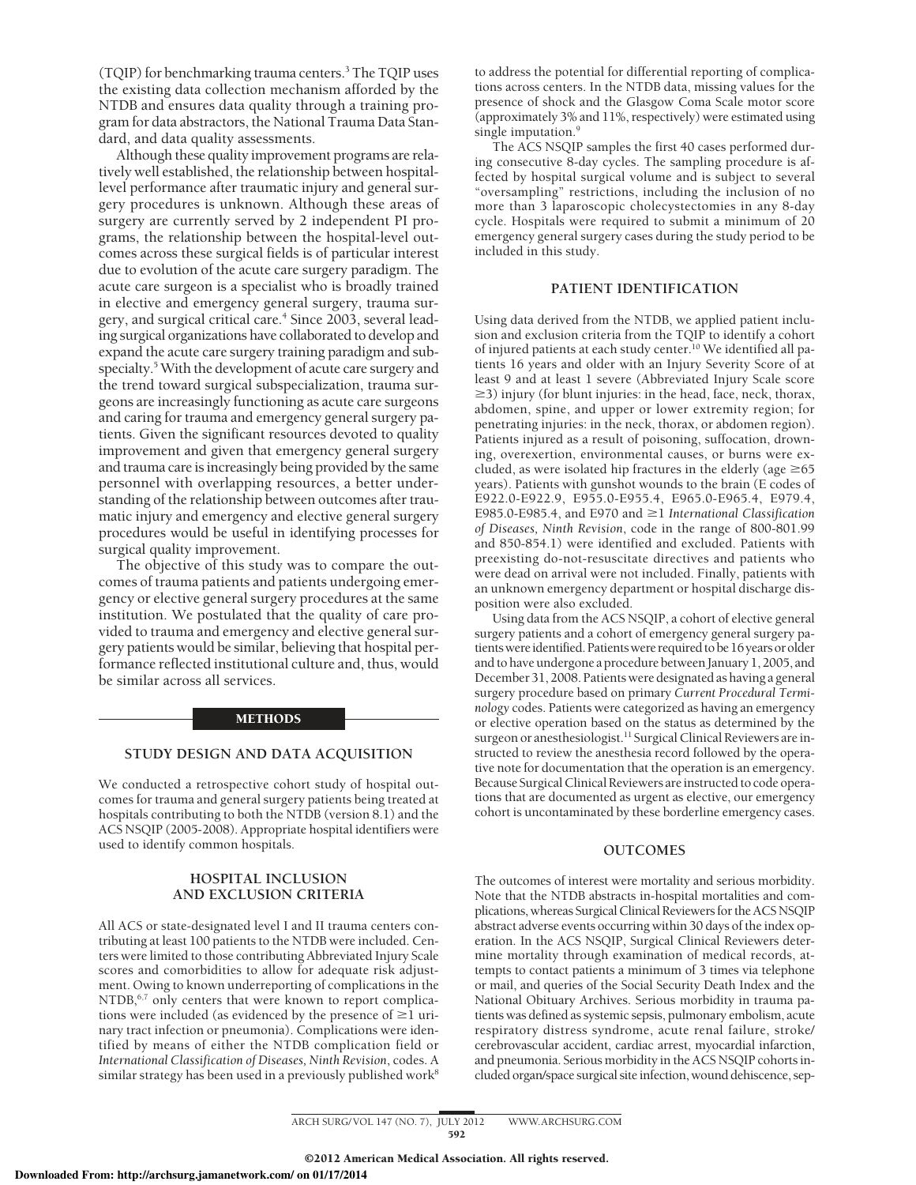(TQIP) for benchmarking trauma centers.[3] The TQIP uses the existing data collection mechanism afforded by the NTDB and ensures data quality through a training program for data abstractors, the National Trauma Data Standard, and data quality assessments.

Although these quality improvement programs are relatively well established, the relationship between hospital-level performance after traumatic injury and general surgery procedures is unknown. Although these areas of surgery are currently served by 2 independent PI programs, the relationship between the hospital-level outcomes across these surgical fields is of particular interest due to evolution of the acute care surgery paradigm. The acute care surgeon is a specialist who is broadly trained in elective and emergency general surgery, trauma surgery, and surgical critical care.[4] Since 2003, several leading surgical organizations have collaborated to develop and expand the acute care surgery training paradigm and subspecialty.[5] With the development of acute care surgery and the trend toward surgical subspecialization, trauma surgeons are increasingly functioning as acute care surgeons and caring for trauma and emergency general surgery patients. Given the significant resources devoted to quality improvement and given that emergency general surgery and trauma care is increasingly being provided by the same personnel with overlapping resources, a better understanding of the relationship between outcomes after traumatic injury and emergency and elective general surgery procedures would be useful in identifying processes for surgical quality improvement.

The objective of this study was to compare the outcomes of trauma patients and patients undergoing emergency or elective general surgery procedures at the same institution. We postulated that the quality of care provided to trauma and emergency and elective general surgery patients would be similar, believing that hospital performance reflected institutional culture and, thus, would be similar across all services.

## METHODS

### STUDY DESIGN AND DATA ACQUISITION

We conducted a retrospective cohort study of hospital outcomes for trauma and general surgery patients being treated at hospitals contributing to both the NTDB (version 8.1) and the ACS NSQIP (2005-2008). Appropriate hospital identifiers were used to identify common hospitals.

### HOSPITAL INCLUSION AND EXCLUSION CRITERIA

All ACS or state-designated level I and II trauma centers contributing at least 100 patients to the NTDB were included. Centers were limited to those contributing Abbreviated Injury Scale scores and comorbidities to allow for adequate risk adjustment. Owing to known underreporting of complications in the NTDB,[6,7] only centers that were known to report complications were included (as evidenced by the presence of ≥1 urinary tract infection or pneumonia). Complications were identified by means of either the NTDB complication field or *International Classification of Diseases, Ninth Revision*, codes. A similar strategy has been used in a previously published work[8] to address the potential for differential reporting of complications across centers. In the NTDB data, missing values for the presence of shock and the Glasgow Coma Scale motor score (approximately 3% and 11%, respectively) were estimated using single imputation.[9]

The ACS NSQIP samples the first 40 cases performed during consecutive 8-day cycles. The sampling procedure is affected by hospital surgical volume and is subject to several "oversampling" restrictions, including the inclusion of no more than 3 laparoscopic cholecystectomies in any 8-day cycle. Hospitals were required to submit a minimum of 20 emergency general surgery cases during the study period to be included in this study.

### PATIENT IDENTIFICATION

Using data derived from the NTDB, we applied patient inclusion and exclusion criteria from the TQIP to identify a cohort of injured patients at each study center.[10] We identified all patients 16 years and older with an Injury Severity Score of at least 9 and at least 1 severe (Abbreviated Injury Scale score ≥3) injury (for blunt injuries: in the head, face, neck, thorax, abdomen, spine, and upper or lower extremity region; for penetrating injuries: in the neck, thorax, or abdomen region). Patients injured as a result of poisoning, suffocation, drowning, overexertion, environmental causes, or burns were excluded, as were isolated hip fractures in the elderly (age ≥65 years). Patients with gunshot wounds to the brain (E codes of E922.0-E922.9, E955.0-E955.4, E965.0-E965.4, E979.4, E985.0-E985.4, and E970 and ≥1 *International Classification of Diseases, Ninth Revision*, code in the range of 800-801.99 and 850-854.1) were identified and excluded. Patients with preexisting do-not-resuscitate directives and patients who were dead on arrival were not included. Finally, patients with an unknown emergency department or hospital discharge disposition were also excluded.

Using data from the ACS NSQIP, a cohort of elective general surgery patients and a cohort of emergency general surgery patients were identified. Patients were required to be 16 years or older and to have undergone a procedure between January 1, 2005, and December 31, 2008. Patients were designated as having a general surgery procedure based on primary *Current Procedural Terminology* codes. Patients were categorized as having an emergency or elective operation based on the status as determined by the surgeon or anesthesiologist.[11] Surgical Clinical Reviewers are instructed to review the anesthesia record followed by the operative note for documentation that the operation is an emergency. Because Surgical Clinical Reviewers are instructed to code operations that are documented as urgent as elective, our emergency cohort is uncontaminated by these borderline emergency cases.

### OUTCOMES

The outcomes of interest were mortality and serious morbidity. Note that the NTDB abstracts in-hospital mortalities and complications, whereas Surgical Clinical Reviewers for the ACS NSQIP abstract adverse events occurring within 30 days of the index operation. In the ACS NSQIP, Surgical Clinical Reviewers determine mortality through examination of medical records, attempts to contact patients a minimum of 3 times via telephone or mail, and queries of the Social Security Death Index and the National Obituary Archives. Serious morbidity in trauma patients was defined as systemic sepsis, pulmonary embolism, acute respiratory distress syndrome, acute renal failure, stroke/cerebrovascular accident, cardiac arrest, myocardial infarction, and pneumonia. Serious morbidity in the ACS NSQIP cohorts included organ/space surgical site infection, wound dehiscence, sep-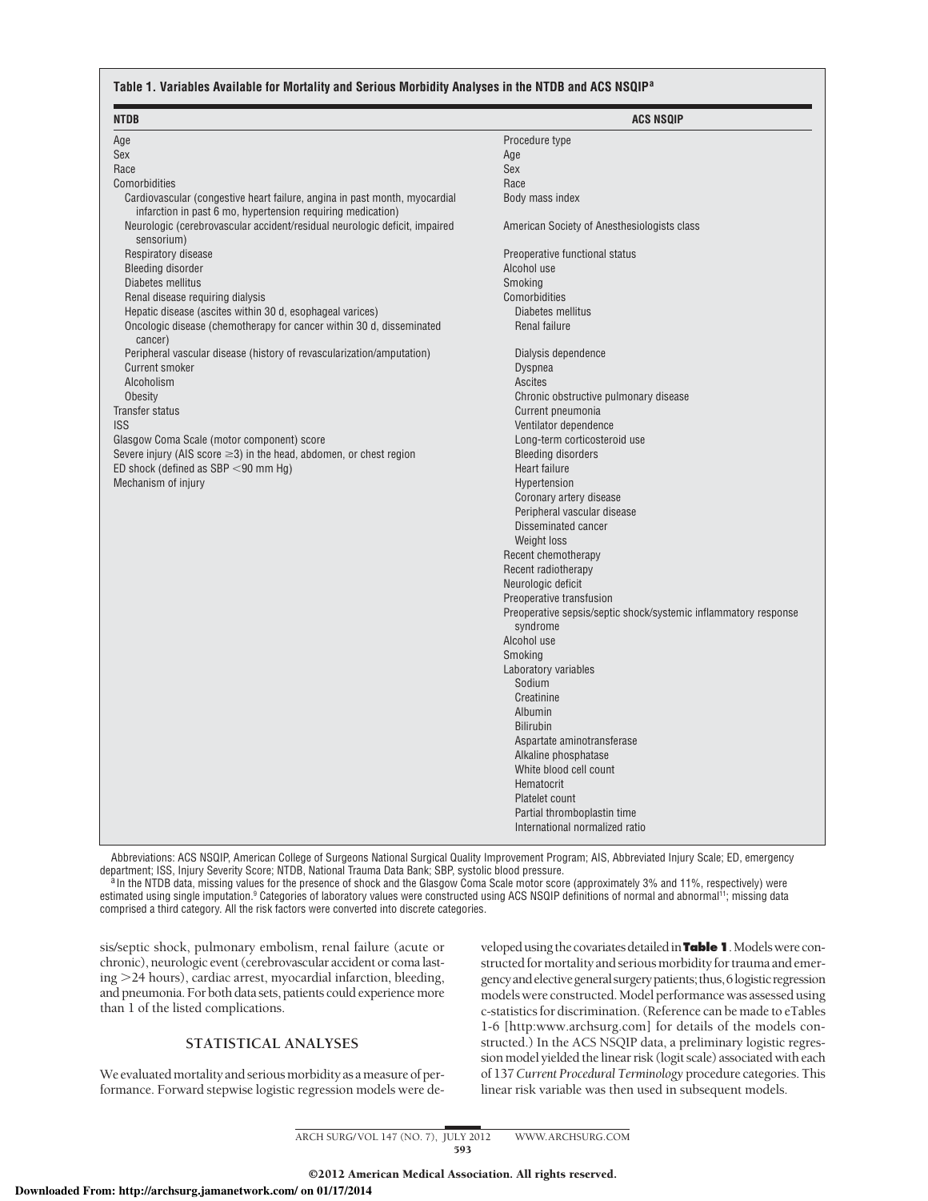**Table 1. Variables Available for Mortality and Serious Morbidity Analyses in the NTDB and ACS NSQIP[a]**

| NTDB | ACS NSQIP |
|---|---|
| Age | Procedure type |
| Sex | Age |
| Race | Sex |
| Comorbidities | Race |
| Cardiovascular (congestive heart failure, angina in past month, myocardial infarction in past 6 mo, hypertension requiring medication) | Body mass index |
| Neurologic (cerebrovascular accident/residual neurologic deficit, impaired sensorium) | American Society of Anesthesiologists class |
| Respiratory disease | Preoperative functional status |
| Bleeding disorder | Alcohol use |
| Diabetes mellitus | Smoking |
| Renal disease requiring dialysis | Comorbidities |
| Hepatic disease (ascites within 30 d, esophageal varices) | Diabetes mellitus |
| Oncologic disease (chemotherapy for cancer within 30 d, disseminated cancer) | Renal failure |
| Peripheral vascular disease (history of revascularization/amputation) | Dialysis dependence |
| Current smoker | Dyspnea |
| Alcoholism | Ascites |
| Obesity | Chronic obstructive pulmonary disease |
| Transfer status | Current pneumonia |
| ISS | Ventilator dependence |
| Glasgow Coma Scale (motor component) score | Long-term corticosteroid use |
| Severe injury (AIS score ≥3) in the head, abdomen, or chest region | Bleeding disorders |
| ED shock (defined as SBP <90 mm Hg) | Heart failure |
| Mechanism of injury | Hypertension |
| | Coronary artery disease |
| | Peripheral vascular disease |
| | Disseminated cancer |
| | Weight loss |
| | Recent chemotherapy |
| | Recent radiotherapy |
| | Neurologic deficit |
| | Preoperative transfusion |
| | Preoperative sepsis/septic shock/systemic inflammatory response syndrome |
| | Alcohol use |
| | Smoking |
| | Laboratory variables |
| | Sodium |
| | Creatinine |
| | Albumin |
| | Bilirubin |
| | Aspartate aminotransferase |
| | Alkaline phosphatase |
| | White blood cell count |
| | Hematocrit |
| | Platelet count |
| | Partial thromboplastin time |
| | International normalized ratio |

Abbreviations: ACS NSQIP, American College of Surgeons National Surgical Quality Improvement Program; AIS, Abbreviated Injury Scale; ED, emergency department; ISS, Injury Severity Score; NTDB, National Trauma Data Bank; SBP, systolic blood pressure.

[a] In the NTDB data, missing values for the presence of shock and the Glasgow Coma Scale motor score (approximately 3% and 11%, respectively) were estimated using single imputation.[9] Categories of laboratory values were constructed using ACS NSQIP definitions of normal and abnormal[11]; missing data comprised a third category. All the risk factors were converted into discrete categories.

sis/septic shock, pulmonary embolism, renal failure (acute or chronic), neurologic event (cerebrovascular accident or coma lasting >24 hours), cardiac arrest, myocardial infarction, bleeding, and pneumonia. For both data sets, patients could experience more than 1 of the listed complications.

## STATISTICAL ANALYSES

We evaluated mortality and serious morbidity as a measure of performance. Forward stepwise logistic regression models were developed using the covariates detailed in **Table 1**. Models were constructed for mortality and serious morbidity for trauma and emergency and elective general surgery patients; thus, 6 logistic regression models were constructed. Model performance was assessed using c-statistics for discrimination. (Reference can be made to eTables 1-6 [http:www.archsurg.com] for details of the models constructed.) In the ACS NSQIP data, a preliminary logistic regression model yielded the linear risk (logit scale) associated with each of 137 *Current Procedural Terminology* procedure categories. This linear risk variable was then used in subsequent models.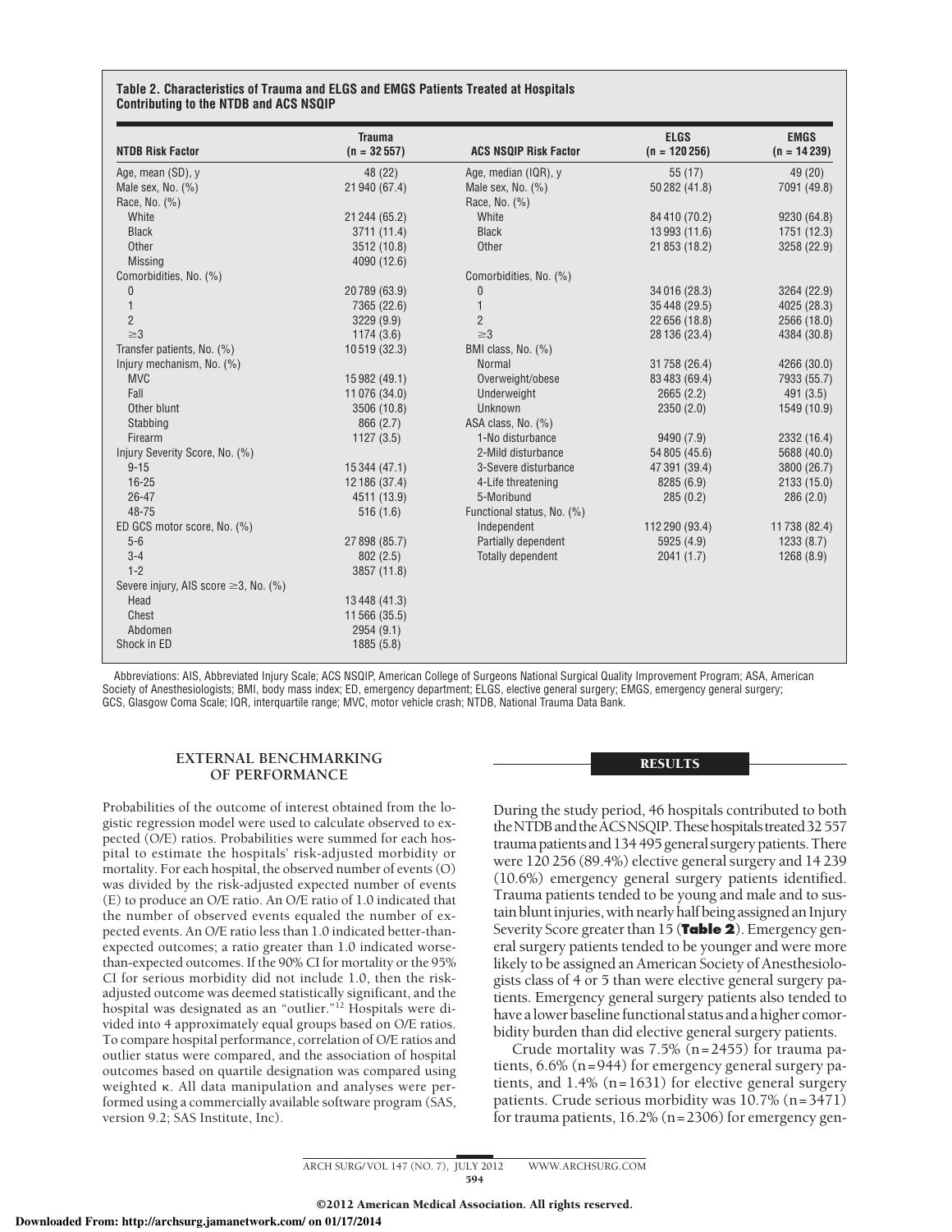**Table 2. Characteristics of Trauma and ELGS and EMGS Patients Treated at Hospitals Contributing to the NTDB and ACS NSQIP**

| NTDB Risk Factor | Trauma (n = 32 557) | ACS NSQIP Risk Factor | ELGS (n = 120 256) | EMGS (n = 14 239) |
|---|---|---|---|---|
| Age, mean (SD), y | 48 (22) | Age, median (IQR), y | 55 (17) | 49 (20) |
| Male sex, No. (%) | 21 940 (67.4) | Male sex, No. (%) | 50 282 (41.8) | 7091 (49.8) |
| Race, No. (%) | | Race, No. (%) | | |
| White | 21 244 (65.2) | White | 84 410 (70.2) | 9230 (64.8) |
| Black | 3711 (11.4) | Black | 13 993 (11.6) | 1751 (12.3) |
| Other | 3512 (10.8) | Other | 21 853 (18.2) | 3258 (22.9) |
| Missing | 4090 (12.6) | | | |
| Comorbidities, No. (%) | | Comorbidities, No. (%) | | |
| 0 | 20 789 (63.9) | 0 | 34 016 (28.3) | 3264 (22.9) |
| 1 | 7365 (22.6) | 1 | 35 448 (29.5) | 4025 (28.3) |
| 2 | 3229 (9.9) | 2 | 22 656 (18.8) | 2566 (18.0) |
| ≥3 | 1174 (3.6) | ≥3 | 28 136 (23.4) | 4384 (30.8) |
| Transfer patients, No. (%) | 10 519 (32.3) | BMI class, No. (%) | | |
| Injury mechanism, No. (%) | | Normal | 31 758 (26.4) | 4266 (30.0) |
| MVC | 15 982 (49.1) | Overweight/obese | 83 483 (69.4) | 7933 (55.7) |
| Fall | 11 076 (34.0) | Underweight | 2665 (2.2) | 491 (3.5) |
| Other blunt | 3506 (10.8) | Unknown | 2350 (2.0) | 1549 (10.9) |
| Stabbing | 866 (2.7) | ASA class, No. (%) | | |
| Firearm | 1127 (3.5) | 1-No disturbance | 9490 (7.9) | 2332 (16.4) |
| Injury Severity Score, No. (%) | | 2-Mild disturbance | 54 805 (45.6) | 5688 (40.0) |
| 9-15 | 15 344 (47.1) | 3-Severe disturbance | 47 391 (39.4) | 3800 (26.7) |
| 16-25 | 12 186 (37.4) | 4-Life threatening | 8285 (6.9) | 2133 (15.0) |
| 26-47 | 4511 (13.9) | 5-Moribund | 285 (0.2) | 286 (2.0) |
| 48-75 | 516 (1.6) | Functional status, No. (%) | | |
| ED GCS motor score, No. (%) | | Independent | 112 290 (93.4) | 11 738 (82.4) |
| 5-6 | 27 898 (85.7) | Partially dependent | 5925 (4.9) | 1233 (8.7) |
| 3-4 | 802 (2.5) | Totally dependent | 2041 (1.7) | 1268 (8.9) |
| 1-2 | 3857 (11.8) | | | |
| Severe injury, AIS score ≥3, No. (%) | | | | |
| Head | 13 448 (41.3) | | | |
| Chest | 11 566 (35.5) | | | |
| Abdomen | 2954 (9.1) | | | |
| Shock in ED | 1885 (5.8) | | | |

Abbreviations: AIS, Abbreviated Injury Scale; ACS NSQIP, American College of Surgeons National Surgical Quality Improvement Program; ASA, American Society of Anesthesiologists; BMI, body mass index; ED, emergency department; ELGS, elective general surgery; EMGS, emergency general surgery; GCS, Glasgow Coma Scale; IQR, interquartile range; MVC, motor vehicle crash; NTDB, National Trauma Data Bank.

## EXTERNAL BENCHMARKING OF PERFORMANCE

Probabilities of the outcome of interest obtained from the logistic regression model were used to calculate observed to expected (O/E) ratios. Probabilities were summed for each hospital to estimate the hospitals' risk-adjusted morbidity or mortality. For each hospital, the observed number of events (O) was divided by the risk-adjusted expected number of events (E) to produce an O/E ratio. An O/E ratio of 1.0 indicated that the number of observed events equaled the number of expected events. An O/E ratio less than 1.0 indicated better-than-expected outcomes; a ratio greater than 1.0 indicated worse-than-expected outcomes. If the 90% CI for mortality or the 95% CI for serious morbidity did not include 1.0, then the risk-adjusted outcome was deemed statistically significant, and the hospital was designated as an "outlier."[12] Hospitals were divided into 4 approximately equal groups based on O/E ratios. To compare hospital performance, correlation of O/E ratios and outlier status were compared, and the association of hospital outcomes based on quartile designation was compared using weighted κ. All data manipulation and analyses were performed using a commercially available software program (SAS, version 9.2; SAS Institute, Inc).

## RESULTS

During the study period, 46 hospitals contributed to both the NTDB and the ACS NSQIP. These hospitals treated 32 557 trauma patients and 134 495 general surgery patients. There were 120 256 (89.4%) elective general surgery and 14 239 (10.6%) emergency general surgery patients identified. Trauma patients tended to be young and male and to sustain blunt injuries, with nearly half being assigned an Injury Severity Score greater than 15 (**Table 2**). Emergency general surgery patients tended to be younger and were more likely to be assigned an American Society of Anesthesiologists class of 4 or 5 than were elective general surgery patients. Emergency general surgery patients also tended to have a lower baseline functional status and a higher comorbidity burden than did elective general surgery patients.

Crude mortality was 7.5% (n=2455) for trauma patients, 6.6% (n=944) for emergency general surgery patients, and 1.4% (n=1631) for elective general surgery patients. Crude serious morbidity was 10.7% (n=3471) for trauma patients, 16.2% (n=2306) for emergency gen-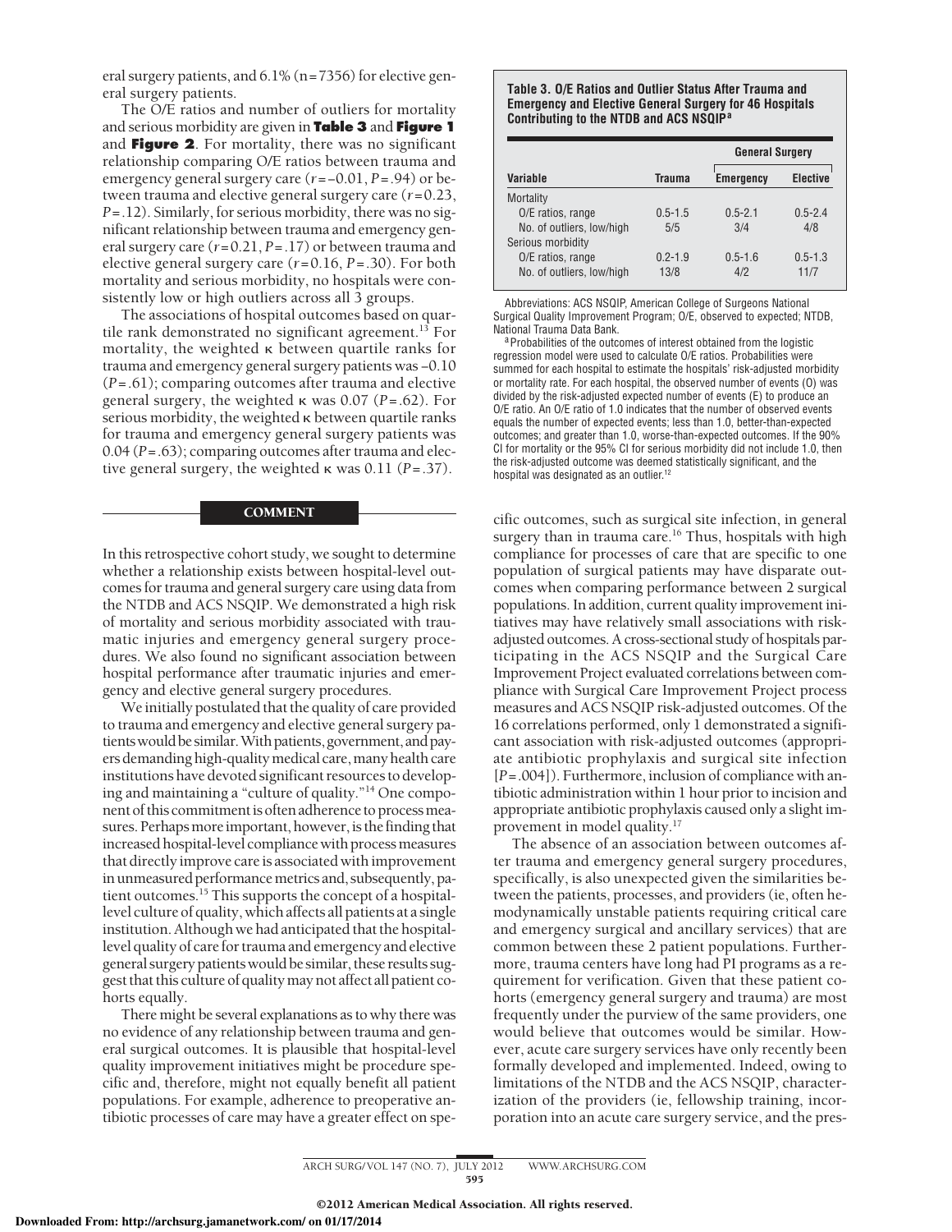eral surgery patients, and 6.1% (n = 7356) for elective general surgery patients.

The O/E ratios and number of outliers for mortality and serious morbidity are given in **Table 3** and **Figure 1** and **Figure 2**. For mortality, there was no significant relationship comparing O/E ratios between trauma and emergency general surgery care ($r$ = −0.01, $P$ = .94) or between trauma and elective general surgery care ($r$ = 0.23, $P$ = .12). Similarly, for serious morbidity, there was no significant relationship between trauma and emergency general surgery care ($r$ = 0.21, $P$ = .17) or between trauma and elective general surgery care ($r$ = 0.16, $P$ = .30). For both mortality and serious morbidity, no hospitals were consistently low or high outliers across all 3 groups.

The associations of hospital outcomes based on quartile rank demonstrated no significant agreement.[13] For mortality, the weighted κ between quartile ranks for trauma and emergency general surgery patients was −0.10 ($P$ = .61); comparing outcomes after trauma and elective general surgery, the weighted κ was 0.07 ($P$ = .62). For serious morbidity, the weighted κ between quartile ranks for trauma and emergency general surgery patients was 0.04 ($P$ = .63); comparing outcomes after trauma and elective general surgery, the weighted κ was 0.11 ($P$ = .37).

**Table 3. O/E Ratios and Outlier Status After Trauma and Emergency and Elective General Surgery for 46 Hospitals Contributing to the NTDB and ACS NSQIP[a]**

| | | General Surgery | |
|---|---|---|---|
| Variable | Trauma | Emergency | Elective |
| Mortality | | | |
| O/E ratios, range | 0.5-1.5 | 0.5-2.1 | 0.5-2.4 |
| No. of outliers, low/high | 5/5 | 3/4 | 4/8 |
| Serious morbidity | | | |
| O/E ratios, range | 0.2-1.9 | 0.5-1.6 | 0.5-1.3 |
| No. of outliers, low/high | 13/8 | 4/2 | 11/7 |

Abbreviations: ACS NSQIP, American College of Surgeons National Surgical Quality Improvement Program; O/E, observed to expected; NTDB, National Trauma Data Bank.

[a] Probabilities of the outcomes of interest obtained from the logistic regression model were used to calculate O/E ratios. Probabilities were summed for each hospital to estimate the hospitals' risk-adjusted morbidity or mortality rate. For each hospital, the observed number of events (O) was divided by the risk-adjusted expected number of events (E) to produce an O/E ratio. An O/E ratio of 1.0 indicates that the number of observed events equals the number of expected events; less than 1.0, better-than-expected outcomes; and greater than 1.0, worse-than-expected outcomes. If the 90% CI for mortality or the 95% CI for serious morbidity did not include 1.0, then the risk-adjusted outcome was deemed statistically significant, and the hospital was designated as an outlier.[12]

## COMMENT

In this retrospective cohort study, we sought to determine whether a relationship exists between hospital-level outcomes for trauma and general surgery care using data from the NTDB and ACS NSQIP. We demonstrated a high risk of mortality and serious morbidity associated with traumatic injuries and emergency general surgery procedures. We also found no significant association between hospital performance after traumatic injuries and emergency and elective general surgery procedures.

We initially postulated that the quality of care provided to trauma and emergency and elective general surgery patients would be similar. With patients, government, and payers demanding high-quality medical care, many health care institutions have devoted significant resources to developing and maintaining a "culture of quality."[14] One component of this commitment is often adherence to process measures. Perhaps more important, however, is the finding that increased hospital-level compliance with process measures that directly improve care is associated with improvement in unmeasured performance metrics and, subsequently, patient outcomes.[15] This supports the concept of a hospital-level culture of quality, which affects all patients at a single institution. Although we had anticipated that the hospital-level quality of care for trauma and emergency and elective general surgery patients would be similar, these results suggest that this culture of quality may not affect all patient cohorts equally.

There might be several explanations as to why there was no evidence of any relationship between trauma and general surgical outcomes. It is plausible that hospital-level quality improvement initiatives might be procedure specific and, therefore, might not equally benefit all patient populations. For example, adherence to preoperative antibiotic processes of care may have a greater effect on specific outcomes, such as surgical site infection, in general surgery than in trauma care.[16] Thus, hospitals with high compliance for processes of care that are specific to one population of surgical patients may have disparate outcomes when comparing performance between 2 surgical populations. In addition, current quality improvement initiatives may have relatively small associations with risk-adjusted outcomes. A cross-sectional study of hospitals participating in the ACS NSQIP and the Surgical Care Improvement Project evaluated correlations between compliance with Surgical Care Improvement Project process measures and ACS NSQIP risk-adjusted outcomes. Of the 16 correlations performed, only 1 demonstrated a significant association with risk-adjusted outcomes (appropriate antibiotic prophylaxis and surgical site infection [$P$ = .004]). Furthermore, inclusion of compliance with antibiotic administration within 1 hour prior to incision and appropriate antibiotic prophylaxis caused only a slight improvement in model quality.[17]

The absence of an association between outcomes after trauma and emergency general surgery procedures, specifically, is also unexpected given the similarities between the patients, processes, and providers (ie, often hemodynamically unstable patients requiring critical care and emergency surgical and ancillary services) that are common between these 2 patient populations. Furthermore, trauma centers have long had PI programs as a requirement for verification. Given that these patient cohorts (emergency general surgery and trauma) are most frequently under the purview of the same providers, one would believe that outcomes would be similar. However, acute care surgery services have only recently been formally developed and implemented. Indeed, owing to limitations of the NTDB and the ACS NSQIP, characterization of the providers (ie, fellowship training, incorporation into an acute care surgery service, and the pres-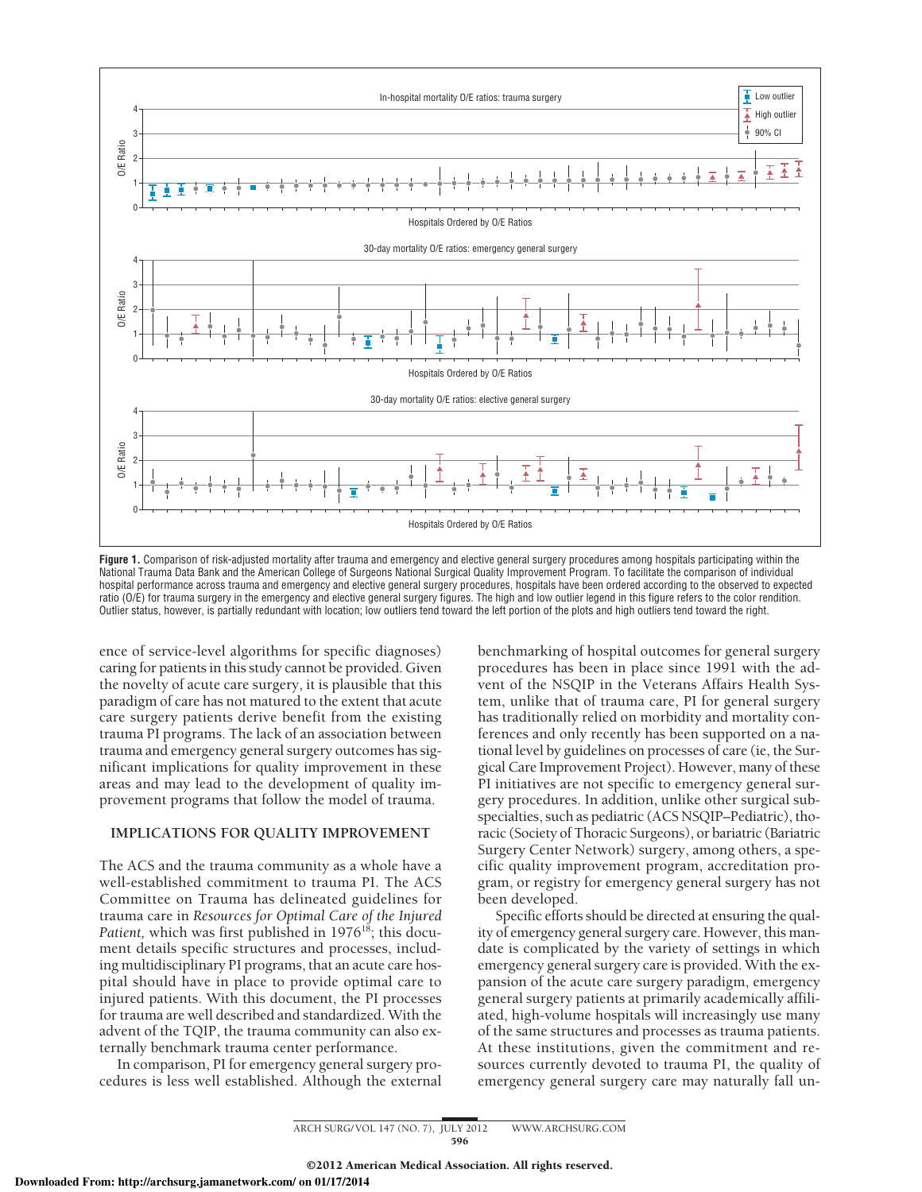In-hospital mortality O/E ratios: trauma surgery

Low outlier
High outlier
90% CI

O/E Ratio

4
3
2
1
0

Hospitals Ordered by O/E Ratios

30-day mortality O/E ratios: emergency general surgery

O/E Ratio

4
3
2
1
0

Hospitals Ordered by O/E Ratios

30-day mortality O/E ratios: elective general surgery

O/E Ratio

4
3
2
1
0

Hospitals Ordered by O/E Ratios

**Figure 1.** Comparison of risk-adjusted mortality after trauma and emergency and elective general surgery procedures among hospitals participating within the National Trauma Data Bank and the American College of Surgeons National Surgical Quality Improvement Program. To facilitate the comparison of individual hospital performance across trauma and emergency and elective general surgery procedures, hospitals have been ordered according to the observed to expected ratio (O/E) for trauma surgery in the emergency and elective general surgery figures. The high and low outlier legend in this figure refers to the color rendition. Outlier status, however, is partially redundant with location; low outliers tend toward the left portion of the plots and high outliers tend toward the right.

ence of service-level algorithms for specific diagnoses) caring for patients in this study cannot be provided. Given the novelty of acute care surgery, it is plausible that this paradigm of care has not matured to the extent that acute care surgery patients derive benefit from the existing trauma PI programs. The lack of an association between trauma and emergency general surgery outcomes has significant implications for quality improvement in these areas and may lead to the development of quality improvement programs that follow the model of trauma.

## IMPLICATIONS FOR QUALITY IMPROVEMENT

The ACS and the trauma community as a whole have a well-established commitment to trauma PI. The ACS Committee on Trauma has delineated guidelines for trauma care in *Resources for Optimal Care of the Injured Patient,* which was first published in 1976[18]; this document details specific structures and processes, including multidisciplinary PI programs, that an acute care hospital should have in place to provide optimal care to injured patients. With this document, the PI processes for trauma are well described and standardized. With the advent of the TQIP, the trauma community can also externally benchmark trauma center performance.

In comparison, PI for emergency general surgery procedures is less well established. Although the external benchmarking of hospital outcomes for general surgery procedures has been in place since 1991 with the advent of the NSQIP in the Veterans Affairs Health System, unlike that of trauma care, PI for general surgery has traditionally relied on morbidity and mortality conferences and only recently has been supported on a national level by guidelines on processes of care (ie, the Surgical Care Improvement Project). However, many of these PI initiatives are not specific to emergency general surgery procedures. In addition, unlike other surgical subspecialties, such as pediatric (ACS NSQIP–Pediatric), thoracic (Society of Thoracic Surgeons), or bariatric (Bariatric Surgery Center Network) surgery, among others, a specific quality improvement program, accreditation program, or registry for emergency general surgery has not been developed.

Specific efforts should be directed at ensuring the quality of emergency general surgery care. However, this mandate is complicated by the variety of settings in which emergency general surgery care is provided. With the expansion of the acute care surgery paradigm, emergency general surgery patients at primarily academically affiliated, high-volume hospitals will increasingly use many of the same structures and processes as trauma patients. At these institutions, given the commitment and resources currently devoted to trauma PI, the quality of emergency general surgery care may naturally fall un-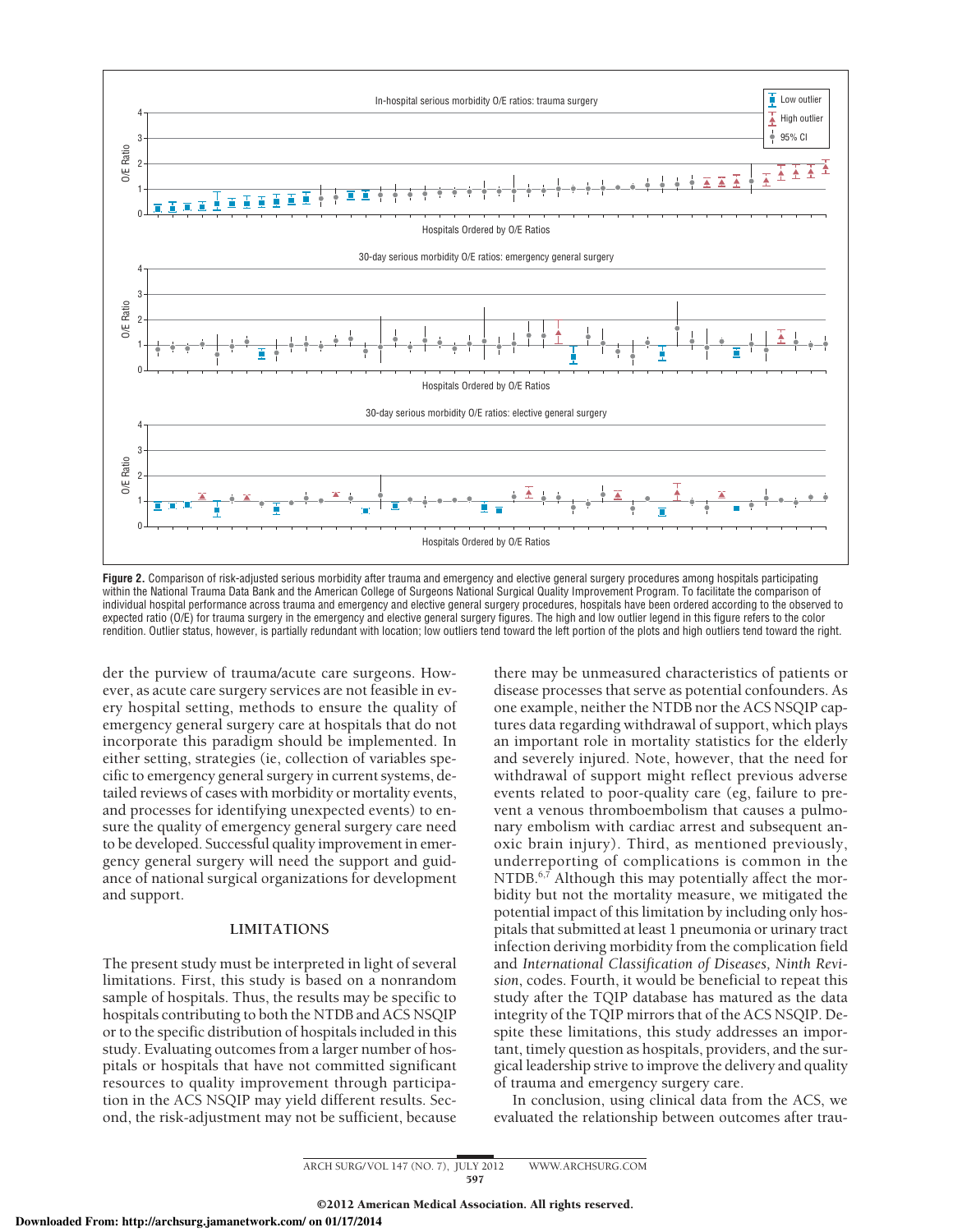Figure 2. Comparison of risk-adjusted serious morbidity after trauma and emergency and elective general surgery procedures among hospitals participating within the National Trauma Data Bank and the American College of Surgeons National Surgical Quality Improvement Program. To facilitate the comparison of individual hospital performance across trauma and emergency and elective general surgery procedures, hospitals have been ordered according to the observed to expected ratio (O/E) for trauma surgery in the emergency and elective general surgery figures. The high and low outlier legend in this figure refers to the color rendition. Outlier status, however, is partially redundant with location; low outliers tend toward the left portion of the plots and high outliers tend toward the right.

der the purview of trauma/acute care surgeons. However, as acute care surgery services are not feasible in every hospital setting, methods to ensure the quality of emergency general surgery care at hospitals that do not incorporate this paradigm should be implemented. In either setting, strategies (ie, collection of variables specific to emergency general surgery in current systems, detailed reviews of cases with morbidity or mortality events, and processes for identifying unexpected events) to ensure the quality of emergency general surgery care need to be developed. Successful quality improvement in emergency general surgery will need the support and guidance of national surgical organizations for development and support.

## LIMITATIONS

The present study must be interpreted in light of several limitations. First, this study is based on a nonrandom sample of hospitals. Thus, the results may be specific to hospitals contributing to both the NTDB and ACS NSQIP or to the specific distribution of hospitals included in this study. Evaluating outcomes from a larger number of hospitals or hospitals that have not committed significant resources to quality improvement through participation in the ACS NSQIP may yield different results. Second, the risk-adjustment may not be sufficient, because there may be unmeasured characteristics of patients or disease processes that serve as potential confounders. As one example, neither the NTDB nor the ACS NSQIP captures data regarding withdrawal of support, which plays an important role in mortality statistics for the elderly and severely injured. Note, however, that the need for withdrawal of support might reflect previous adverse events related to poor-quality care (eg, failure to prevent a venous thromboembolism that causes a pulmonary embolism with cardiac arrest and subsequent anoxic brain injury). Third, as mentioned previously, underreporting of complications is common in the NTDB.[6,7] Although this may potentially affect the morbidity but not the mortality measure, we mitigated the potential impact of this limitation by including only hospitals that submitted at least 1 pneumonia or urinary tract infection deriving morbidity from the complication field and *International Classification of Diseases, Ninth Revision*, codes. Fourth, it would be beneficial to repeat this study after the TQIP database has matured as the data integrity of the TQIP mirrors that of the ACS NSQIP. Despite these limitations, this study addresses an important, timely question as hospitals, providers, and the surgical leadership strive to improve the delivery and quality of trauma and emergency surgery care.

In conclusion, using clinical data from the ACS, we evaluated the relationship between outcomes after trau-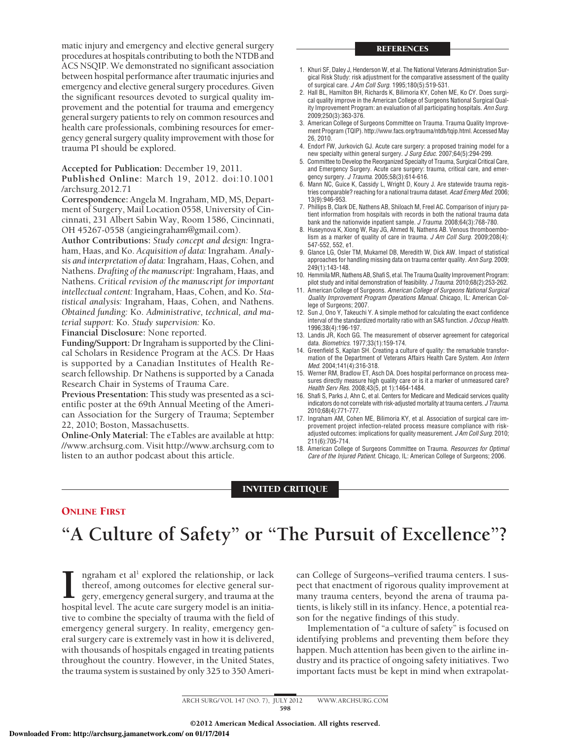matic injury and emergency and elective general surgery procedures at hospitals contributing to both the NTDB and ACS NSQIP. We demonstrated no significant association between hospital performance after traumatic injuries and emergency and elective general surgery procedures. Given the significant resources devoted to surgical quality improvement and the potential for trauma and emergency general surgery patients to rely on common resources and health care professionals, combining resources for emergency general surgery quality improvement with those for trauma PI should be explored.

**Accepted for Publication:** December 19, 2011.

**Published Online:** March 19, 2012. doi:10.1001/archsurg.2012.71

**Correspondence:** Angela M. Ingraham, MD, MS, Department of Surgery, Mail Location 0558, University of Cincinnati, 231 Albert Sabin Way, Room 1586, Cincinnati, OH 45267-0558 (angieingraham@gmail.com).

**Author Contributions:** *Study concept and design:* Ingraham, Haas, and Ko. *Acquisition of data:* Ingraham. *Analysis and interpretation of data:* Ingraham, Haas, Cohen, and Nathens. *Drafting of the manuscript:* Ingraham, Haas, and Nathens. *Critical revision of the manuscript for important intellectual content:* Ingraham, Haas, Cohen, and Ko. *Statistical analysis:* Ingraham, Haas, Cohen, and Nathens. *Obtained funding:* Ko. *Administrative, technical, and material support:* Ko. *Study supervision:* Ko.

**Financial Disclosure:** None reported.

**Funding/Support:** Dr Ingraham is supported by the Clinical Scholars in Residence Program at the ACS. Dr Haas is supported by a Canadian Institutes of Health Research fellowship. Dr Nathens is supported by a Canada Research Chair in Systems of Trauma Care.

**Previous Presentation:** This study was presented as a scientific poster at the 69th Annual Meeting of the American Association for the Surgery of Trauma; September 22, 2010; Boston, Massachusetts.

**Online-Only Material:** The eTables are available at http://www.archsurg.com. Visit http://www.archsurg.com to listen to an author podcast about this article.

## REFERENCES

1. Khuri SF, Daley J, Henderson W, et al. The National Veterans Administration Surgical Risk Study: risk adjustment for the comparative assessment of the quality of surgical care. *J Am Coll Surg*. 1995;180(5):519-531.
2. Hall BL, Hamilton BH, Richards K, Bilimoria KY, Cohen ME, Ko CY. Does surgical quality improve in the American College of Surgeons National Surgical Quality Improvement Program: an evaluation of all participating hospitals. *Ann Surg*. 2009;250(3):363-376.
3. American College of Surgeons Committee on Trauma. Trauma Quality Improvement Program (TQIP). http://www.facs.org/trauma/ntdb/tqip.html. Accessed May 26, 2010.
4. Endorf FW, Jurkovich GJ. Acute care surgery: a proposed training model for a new specialty within general surgery. *J Surg Educ*. 2007;64(5):294-299.
5. Committee to Develop the Reorganized Specialty of Trauma, Surgical Critical Care, and Emergency Surgery. Acute care surgery: trauma, critical care, and emergency surgery. *J Trauma*. 2005;58(3):614-616.
6. Mann NC, Guice K, Cassidy L, Wright D, Koury J. Are statewide trauma registries comparable? reaching for a national trauma dataset. *Acad Emerg Med*. 2006;13(9):946-953.
7. Phillips B, Clark DE, Nathens AB, Shiloach M, Freel AC. Comparison of injury patient information from hospitals with records in both the national trauma data bank and the nationwide inpatient sample. *J Trauma*. 2008;64(3):768-780.
8. Huseynova K, Xiong W, Ray JG, Ahmed N, Nathens AB. Venous thromboembolism as a marker of quality of care in trauma. *J Am Coll Surg*. 2009;208(4):547-552, 552, e1.
9. Glance LG, Osler TM, Mukamel DB, Meredith W, Dick AW. Impact of statistical approaches for handling missing data on trauma center quality. *Ann Surg*. 2009;249(1):143-148.
10. Hemmila MR, Nathens AB, Shafi S, et al. The Trauma Quality Improvement Program: pilot study and initial demonstration of feasibility. *J Trauma*. 2010;68(2):253-262.
11. American College of Surgeons. *American College of Surgeons National Surgical Quality Improvement Program Operations Manual*. Chicago, IL: American College of Surgeons; 2007.
12. Sun J, Ono Y, Takeuchi Y. A simple method for calculating the exact confidence interval of the standardized mortality ratio with an SAS function. *J Occup Health*. 1996;38(4):196-197.
13. Landis JR, Koch GG. The measurement of observer agreement for categorical data. *Biometrics*. 1977;33(1):159-174.
14. Greenfield S, Kaplan SH. Creating a culture of quality: the remarkable transformation of the Department of Veterans Affairs Health Care System. *Ann Intern Med*. 2004;141(4):316-318.
15. Werner RM, Bradlow ET, Asch DA. Does hospital performance on process measures directly measure high quality care or is it a marker of unmeasured care? *Health Serv Res*. 2008;43(5, pt 1):1464-1484.
16. Shafi S, Parks J, Ahn C, et al. Centers for Medicare and Medicaid services quality indicators do not correlate with risk-adjusted mortality at trauma centers. *J Trauma*. 2010;68(4):771-777.
17. Ingraham AM, Cohen ME, Bilimoria KY, et al. Association of surgical care improvement project infection-related process measure compliance with risk-adjusted outcomes: implications for quality measurement. *J Am Coll Surg*. 2010;211(6):705-714.
18. American College of Surgeons Committee on Trauma. *Resources for Optimal Care of the Injured Patient*. Chicago, IL: American College of Surgeons; 2006.

## INVITED CRITIQUE

**ONLINE FIRST**

# "A Culture of Safety" or "The Pursuit of Excellence"?

Ingraham et al[1] explored the relationship, or lack thereof, among outcomes for elective general surgery, emergency general surgery, and trauma at the hospital level. The acute care surgery model is an initiative to combine the specialty of trauma with the field of emergency general surgery. In reality, emergency general surgery care is extremely vast in how it is delivered, with thousands of hospitals engaged in treating patients throughout the country. However, in the United States, the trauma system is sustained by only 325 to 350 American College of Surgeons–verified trauma centers. I suspect that enactment of rigorous quality improvement at many trauma centers, beyond the arena of trauma patients, is likely still in its infancy. Hence, a potential reason for the negative findings of this study.

Implementation of "a culture of safety" is focused on identifying problems and preventing them before they happen. Much attention has been given to the airline industry and its practice of ongoing safety initiatives. Two important facts must be kept in mind when extrapolat-